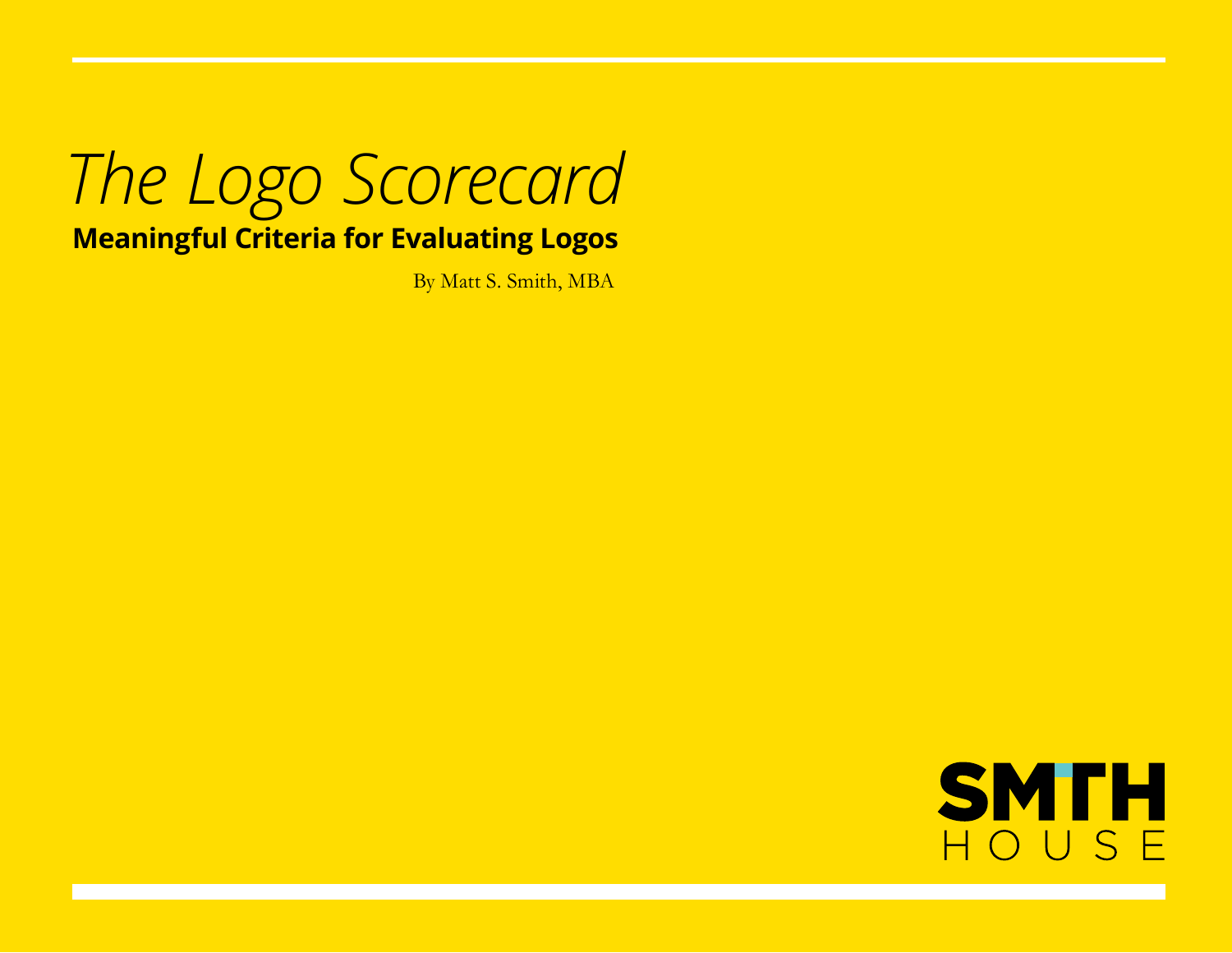# *The Logo Scorecard*

**Meaningful Criteria for Evaluating Logos**

By Matt S. Smith, MBA

SMTH
HOUSE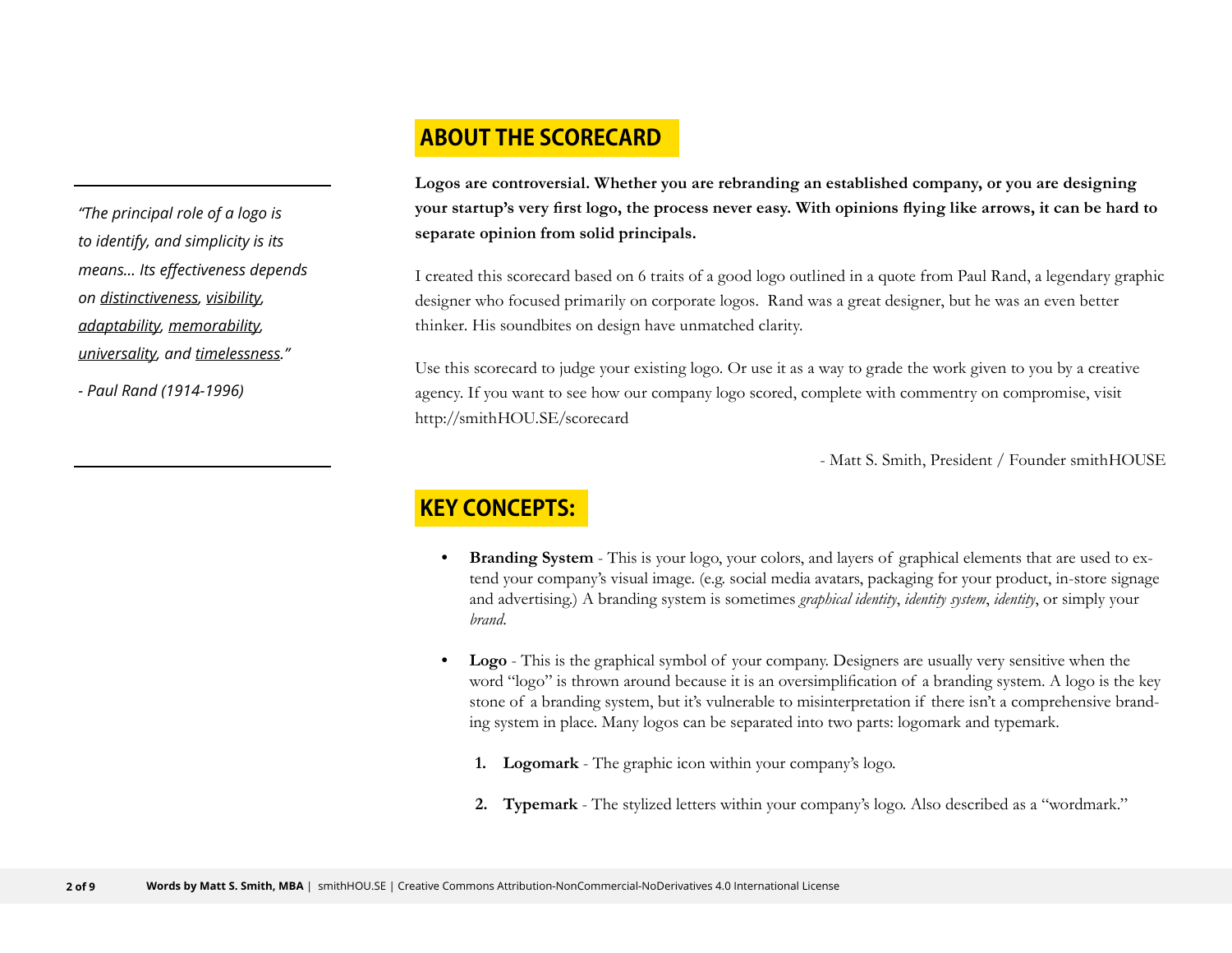*"The principal role of a logo is to identify, and simplicity is its means... Its effectiveness depends on distinctiveness, visibility, adaptability, memorability, universality, and timelessness."*

*- Paul Rand (1914-1996)*

## ABOUT THE SCORECARD

**Logos are controversial. Whether you are rebranding an established company, or you are designing your startup's very first logo, the process never easy. With opinions flying like arrows, it can be hard to separate opinion from solid principals.**

I created this scorecard based on 6 traits of a good logo outlined in a quote from Paul Rand, a legendary graphic designer who focused primarily on corporate logos. Rand was a great designer, but he was an even better thinker. His soundbites on design have unmatched clarity.

Use this scorecard to judge your existing logo. Or use it as a way to grade the work given to you by a creative agency. If you want to see how our company logo scored, complete with commentry on compromise, visit http://smithHOU.SE/scorecard

- Matt S. Smith, President / Founder smithHOUSE

## KEY CONCEPTS:

- **Branding System** - This is your logo, your colors, and layers of graphical elements that are used to extend your company's visual image. (e.g. social media avatars, packaging for your product, in-store signage and advertising.) A branding system is sometimes *graphical identity*, *identity system*, *identity*, or simply your *brand*.

- **Logo** - This is the graphical symbol of your company. Designers are usually very sensitive when the word "logo" is thrown around because it is an oversimplification of a branding system. A logo is the key stone of a branding system, but it's vulnerable to misinterpretation if there isn't a comprehensive branding system in place. Many logos can be separated into two parts: logomark and typemark.

    1. **Logomark** - The graphic icon within your company's logo.

    2. **Typemark** - The stylized letters within your company's logo. Also described as a "wordmark."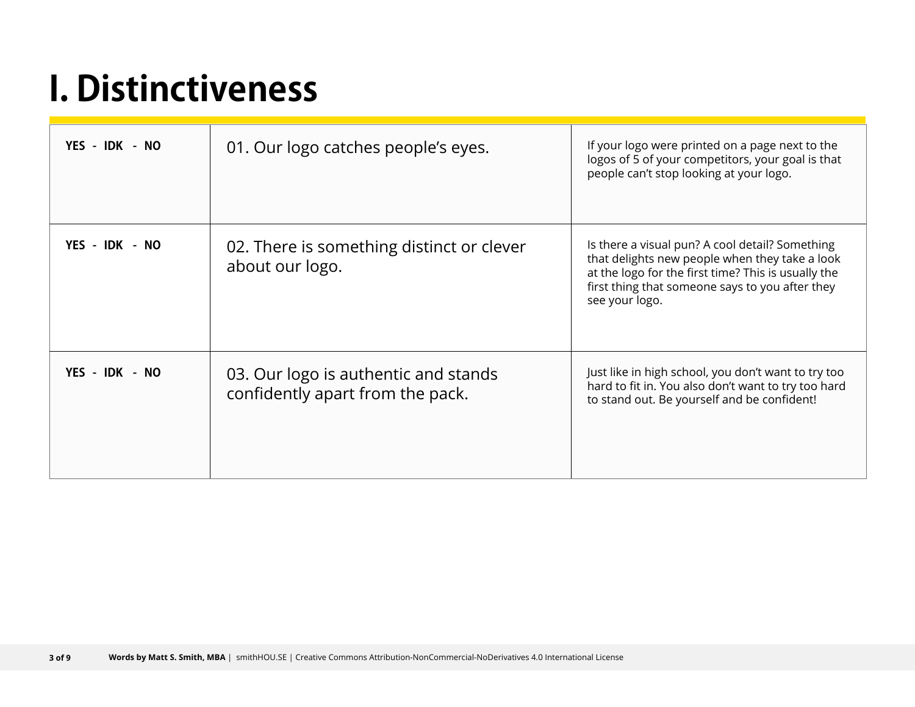# I. Distinctiveness

| | | |
|---|---|---|
| YES - IDK - NO | 01. Our logo catches people's eyes. | If your logo were printed on a page next to the logos of 5 of your competitors, your goal is that people can't stop looking at your logo. |
| YES - IDK - NO | 02. There is something distinct or clever about our logo. | Is there a visual pun? A cool detail? Something that delights new people when they take a look at the logo for the first time? This is usually the first thing that someone says to you after they see your logo. |
| YES - IDK - NO | 03. Our logo is authentic and stands confidently apart from the pack. | Just like in high school, you don't want to try too hard to fit in. You also don't want to try too hard to stand out. Be yourself and be confident! |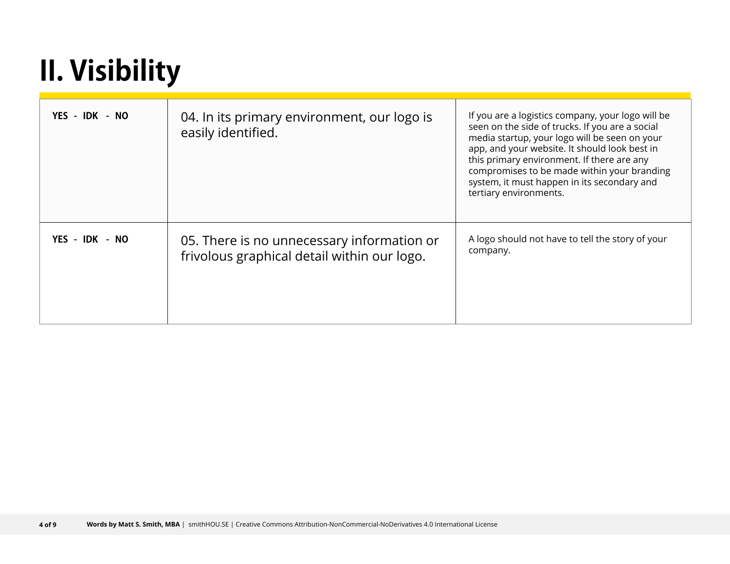# II. Visibility

| | | |
|---|---|---|
| **YES - IDK - NO** | 04. In its primary environment, our logo is easily identified. | If you are a logistics company, your logo will be seen on the side of trucks. If you are a social media startup, your logo will be seen on your app, and your website. It should look best in this primary environment. If there are any compromises to be made within your branding system, it must happen in its secondary and tertiary environments. |
| **YES - IDK - NO** | 05. There is no unnecessary information or frivolous graphical detail within our logo. | A logo should not have to tell the story of your company. |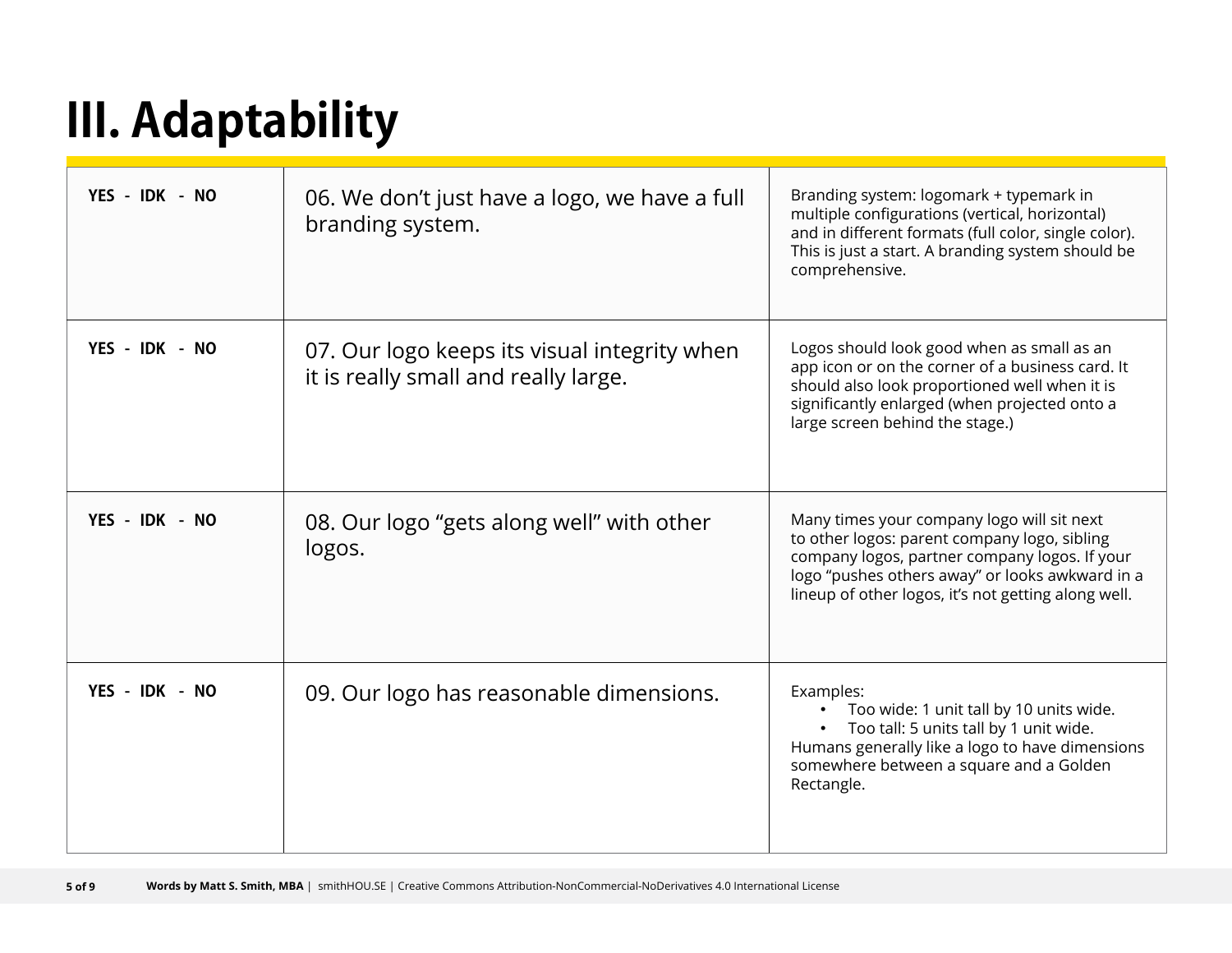# III. Adaptability

| | | |
|---|---|---|
| **YES - IDK - NO** | 06. We don't just have a logo, we have a full branding system. | Branding system: logomark + typemark in multiple configurations (vertical, horizontal) and in different formats (full color, single color). This is just a start. A branding system should be comprehensive. |
| **YES - IDK - NO** | 07. Our logo keeps its visual integrity when it is really small and really large. | Logos should look good when as small as an app icon or on the corner of a business card. It should also look proportioned well when it is significantly enlarged (when projected onto a large screen behind the stage.) |
| **YES - IDK - NO** | 08. Our logo "gets along well" with other logos. | Many times your company logo will sit next to other logos: parent company logo, sibling company logos, partner company logos. If your logo "pushes others away" or looks awkward in a lineup of other logos, it's not getting along well. |
| **YES - IDK - NO** | 09. Our logo has reasonable dimensions. | Examples: <br>• Too wide: 1 unit tall by 10 units wide. <br>• Too tall: 5 units tall by 1 unit wide. <br>Humans generally like a logo to have dimensions somewhere between a square and a Golden Rectangle. |

**Words by Matt S. Smith, MBA** | smithHOU.SE | Creative Commons Attribution-NonCommercial-NoDerivatives 4.0 International License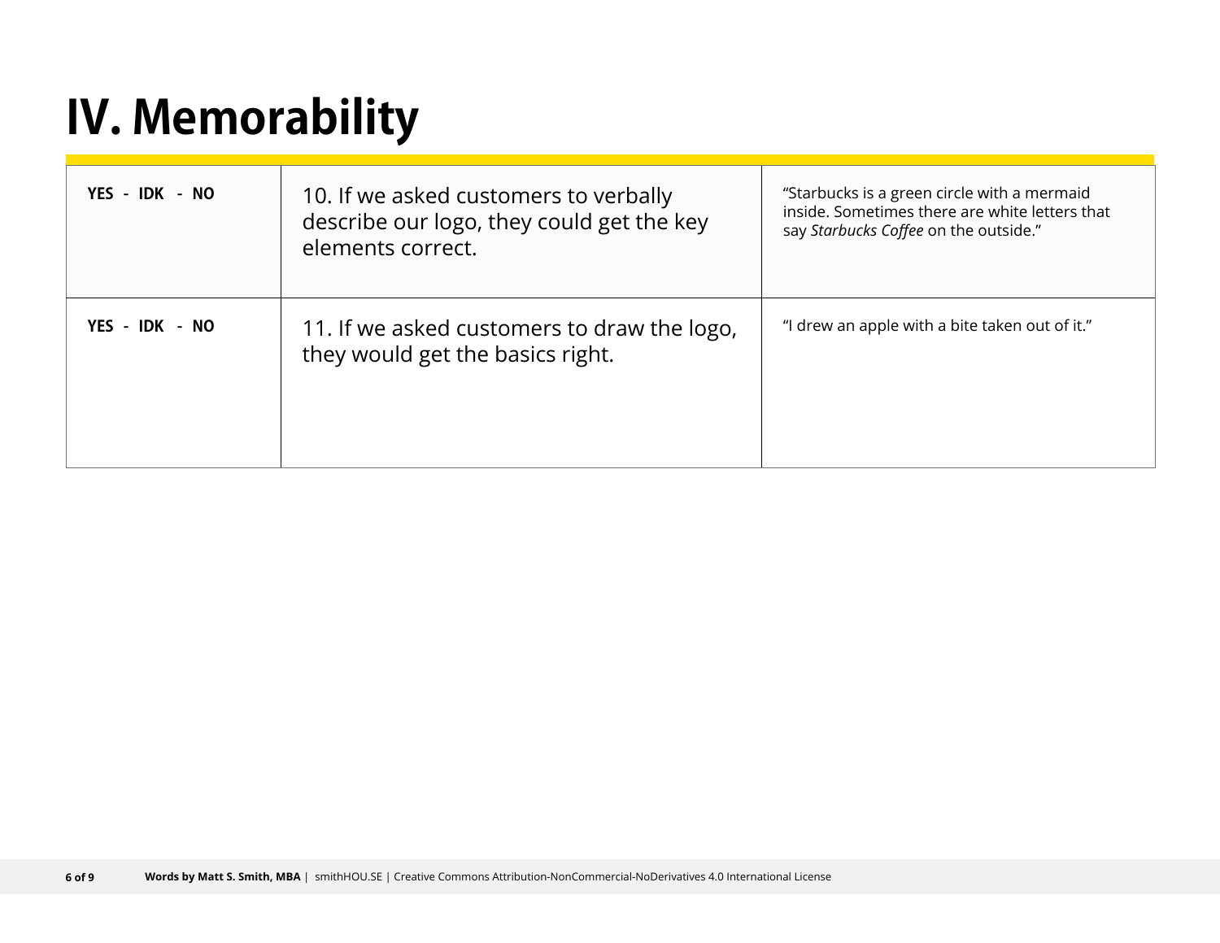# IV. Memorability

| | | |
|---|---|---|
| **YES - IDK - NO** | 10. If we asked customers to verbally describe our logo, they could get the key elements correct. | “Starbucks is a green circle with a mermaid inside. Sometimes there are white letters that say *Starbucks Coffee* on the outside.” |
| **YES - IDK - NO** | 11. If we asked customers to draw the logo, they would get the basics right. | “I drew an apple with a bite taken out of it.” |

**Words by Matt S. Smith, MBA** | smithHOU.SE | Creative Commons Attribution-NonCommercial-NoDerivatives 4.0 International License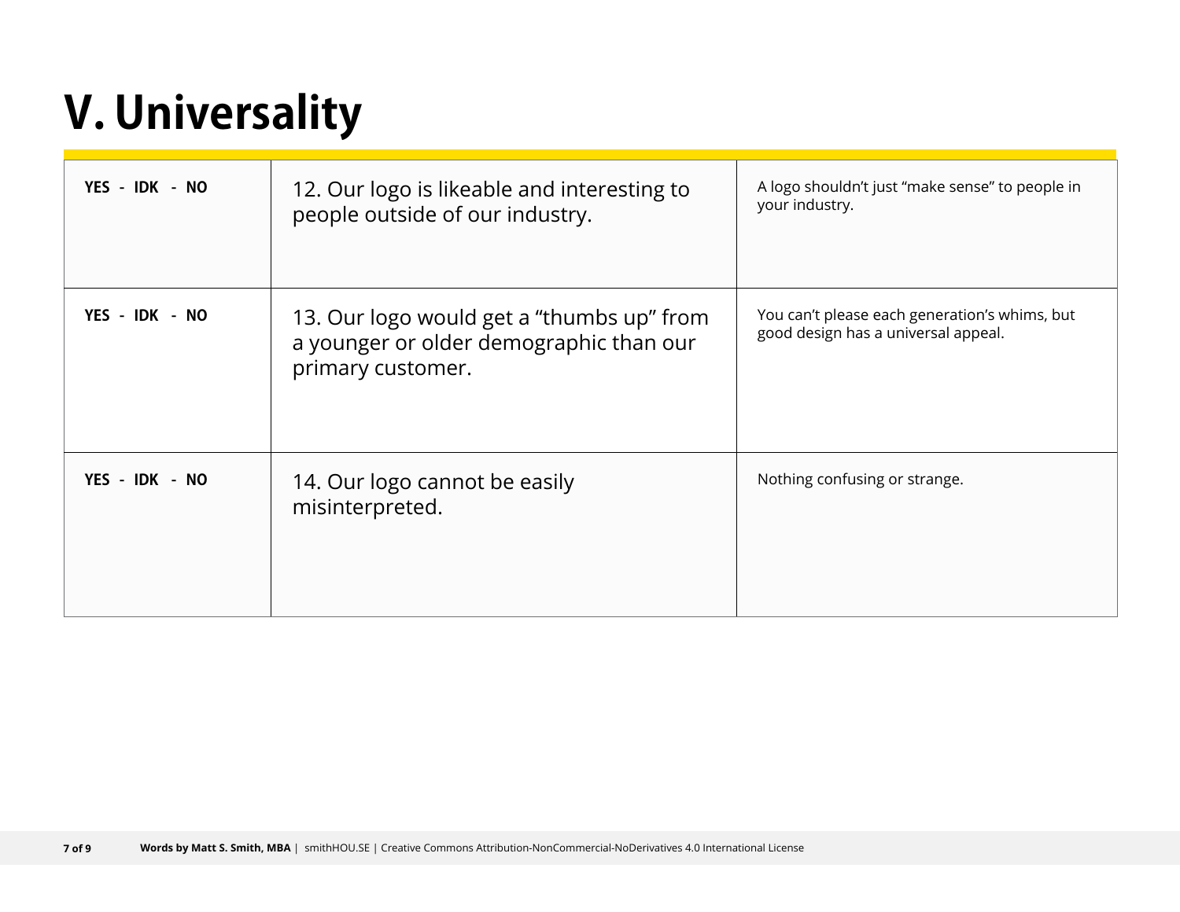# V. Universality

| | | |
|---|---|---|
| **YES - IDK - NO** | 12. Our logo is likeable and interesting to people outside of our industry. | A logo shouldn't just "make sense" to people in your industry. |
| **YES - IDK - NO** | 13. Our logo would get a "thumbs up" from a younger or older demographic than our primary customer. | You can't please each generation's whims, but good design has a universal appeal. |
| **YES - IDK - NO** | 14. Our logo cannot be easily misinterpreted. | Nothing confusing or strange. |

**Words by Matt S. Smith, MBA** | smithHOU.SE | Creative Commons Attribution-NonCommercial-NoDerivatives 4.0 International License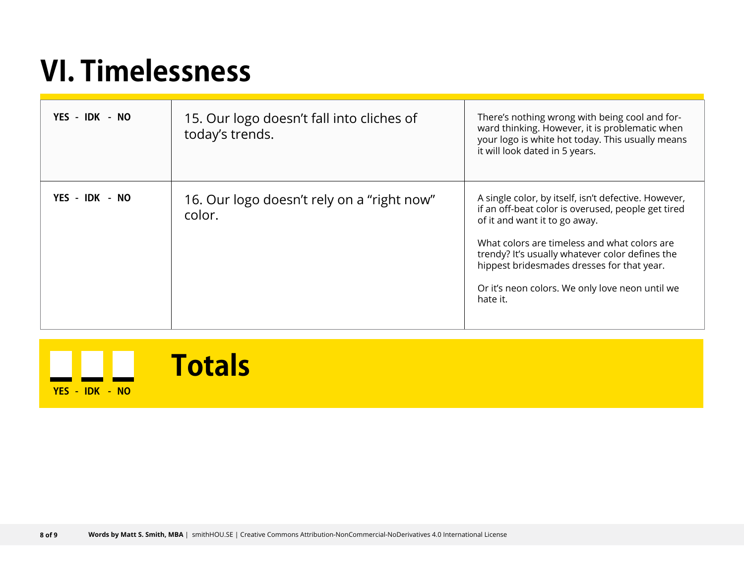# VI. Timelessness

| | | |
|---|---|---|
| **YES - IDK - NO** | 15. Our logo doesn't fall into cliches of today's trends. | There's nothing wrong with being cool and forward thinking. However, it is problematic when your logo is white hot today. This usually means it will look dated in 5 years. |
| **YES - IDK - NO** | 16. Our logo doesn't rely on a "right now" color. | A single color, by itself, isn't defective. However, if an off-beat color is overused, people get tired of it and want it to go away.<br><br>What colors are timeless and what colors are trendy? It's usually whatever color defines the hippest bridesmades dresses for that year.<br><br>Or it's neon colors. We only love neon until we hate it. |

## Totals

**YES - IDK - NO**

**Words by Matt S. Smith, MBA** | smithHOU.SE | Creative Commons Attribution-NonCommercial-NoDerivatives 4.0 International License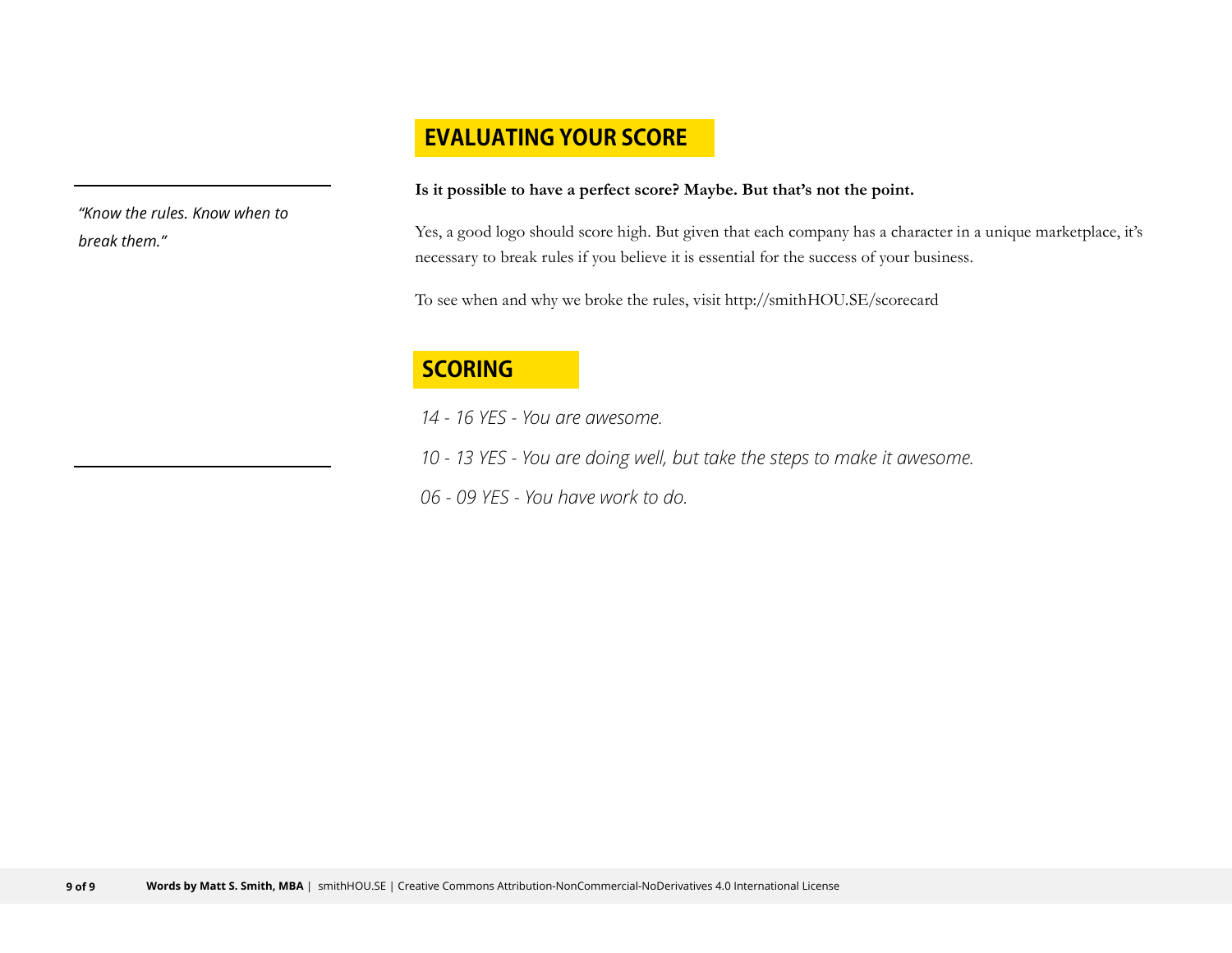## EVALUATING YOUR SCORE

*"Know the rules. Know when to break them."*

**Is it possible to have a perfect score? Maybe. But that's not the point.**

Yes, a good logo should score high. But given that each company has a character in a unique marketplace, it's necessary to break rules if you believe it is essential for the success of your business.

To see when and why we broke the rules, visit http://smithHOU.SE/scorecard

## SCORING

*14 - 16 YES - You are awesome.*

*10 - 13 YES - You are doing well, but take the steps to make it awesome.*

*06 - 09 YES - You have work to do.*

**Words by Matt S. Smith, MBA** | smithHOU.SE | Creative Commons Attribution-NonCommercial-NoDerivatives 4.0 International License